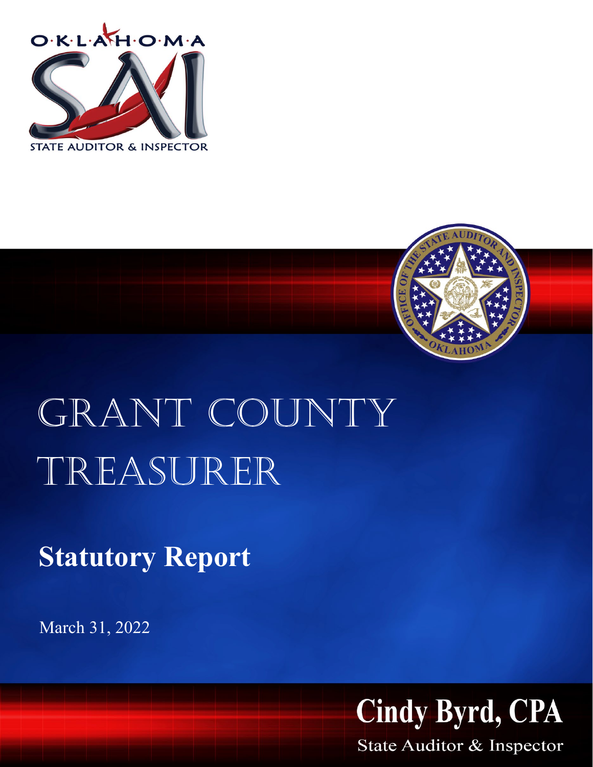OKLAHOMA

STATE AUDITOR & INSPECTOR

# GRANT COUNTY TREASURER

## Statutory Report

March 31, 2022

**Cindy Byrd, CPA**

State Auditor & Inspector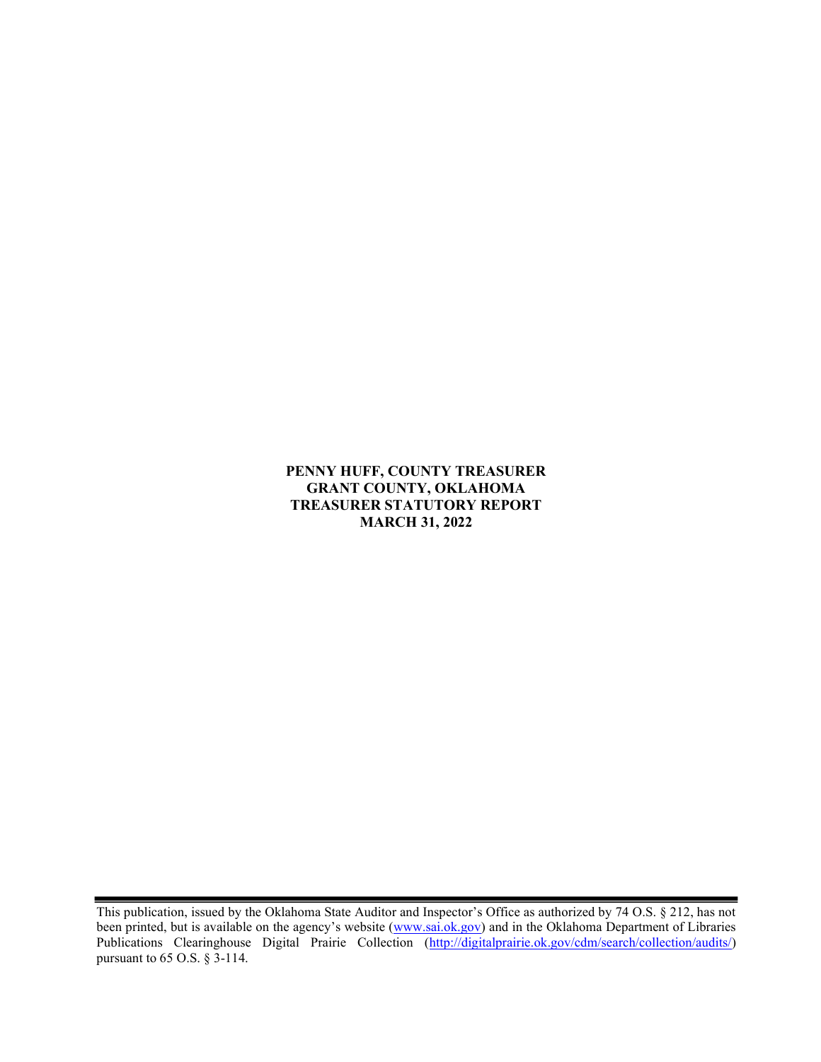**PENNY HUFF, COUNTY TREASURER**
**GRANT COUNTY, OKLAHOMA**
**TREASURER STATUTORY REPORT**
**MARCH 31, 2022**

---

This publication, issued by the Oklahoma State Auditor and Inspector's Office as authorized by 74 O.S. § 212, has not been printed, but is available on the agency's website ([www.sai.ok.gov](www.sai.ok.gov)) and in the Oklahoma Department of Libraries Publications Clearinghouse Digital Prairie Collection ([http://digitalprairie.ok.gov/cdm/search/collection/audits/](http://digitalprairie.ok.gov/cdm/search/collection/audits/)) pursuant to 65 O.S. § 3-114.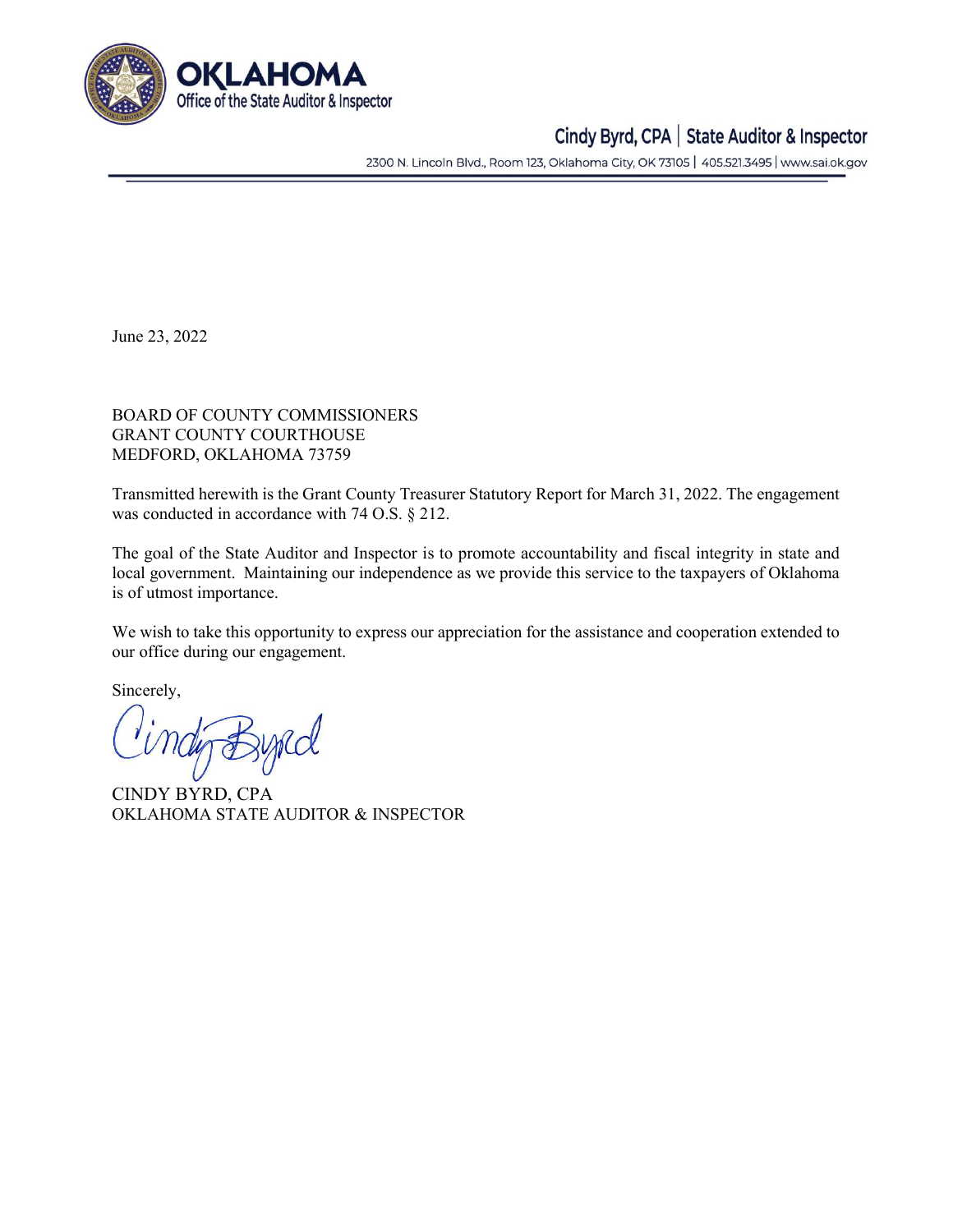**OKLAHOMA**
Office of the State Auditor & Inspector

Cindy Byrd, CPA | State Auditor & Inspector

2300 N. Lincoln Blvd., Room 123, Oklahoma City, OK 73105 | 405.521.3495 | www.sai.ok.gov

June 23, 2022

BOARD OF COUNTY COMMISSIONERS
GRANT COUNTY COURTHOUSE
MEDFORD, OKLAHOMA 73759

Transmitted herewith is the Grant County Treasurer Statutory Report for March 31, 2022. The engagement was conducted in accordance with 74 O.S. § 212.

The goal of the State Auditor and Inspector is to promote accountability and fiscal integrity in state and local government. Maintaining our independence as we provide this service to the taxpayers of Oklahoma is of utmost importance.

We wish to take this opportunity to express our appreciation for the assistance and cooperation extended to our office during our engagement.

Sincerely,

Cindy Byrd

CINDY BYRD, CPA
OKLAHOMA STATE AUDITOR & INSPECTOR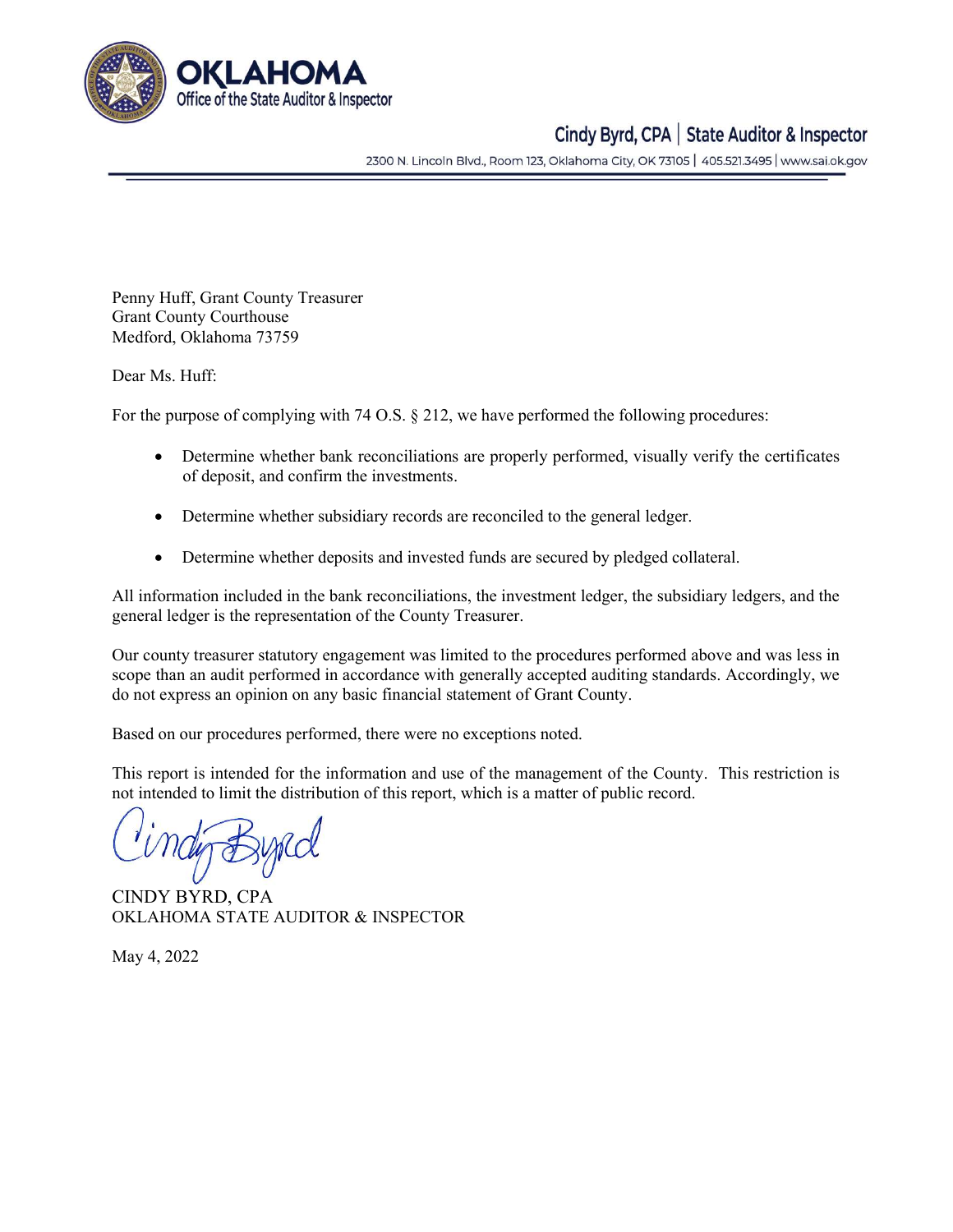**OKLAHOMA**
Office of the State Auditor & Inspector

Cindy Byrd, CPA | State Auditor & Inspector

2300 N. Lincoln Blvd., Room 123, Oklahoma City, OK 73105 | 405.521.3495 | www.sai.ok.gov

Penny Huff, Grant County Treasurer
Grant County Courthouse
Medford, Oklahoma 73759

Dear Ms. Huff:

For the purpose of complying with 74 O.S. § 212, we have performed the following procedures:

- Determine whether bank reconciliations are properly performed, visually verify the certificates of deposit, and confirm the investments.
- Determine whether subsidiary records are reconciled to the general ledger.
- Determine whether deposits and invested funds are secured by pledged collateral.

All information included in the bank reconciliations, the investment ledger, the subsidiary ledgers, and the general ledger is the representation of the County Treasurer.

Our county treasurer statutory engagement was limited to the procedures performed above and was less in scope than an audit performed in accordance with generally accepted auditing standards. Accordingly, we do not express an opinion on any basic financial statement of Grant County.

Based on our procedures performed, there were no exceptions noted.

This report is intended for the information and use of the management of the County. This restriction is not intended to limit the distribution of this report, which is a matter of public record.

CINDY BYRD, CPA
OKLAHOMA STATE AUDITOR & INSPECTOR

May 4, 2022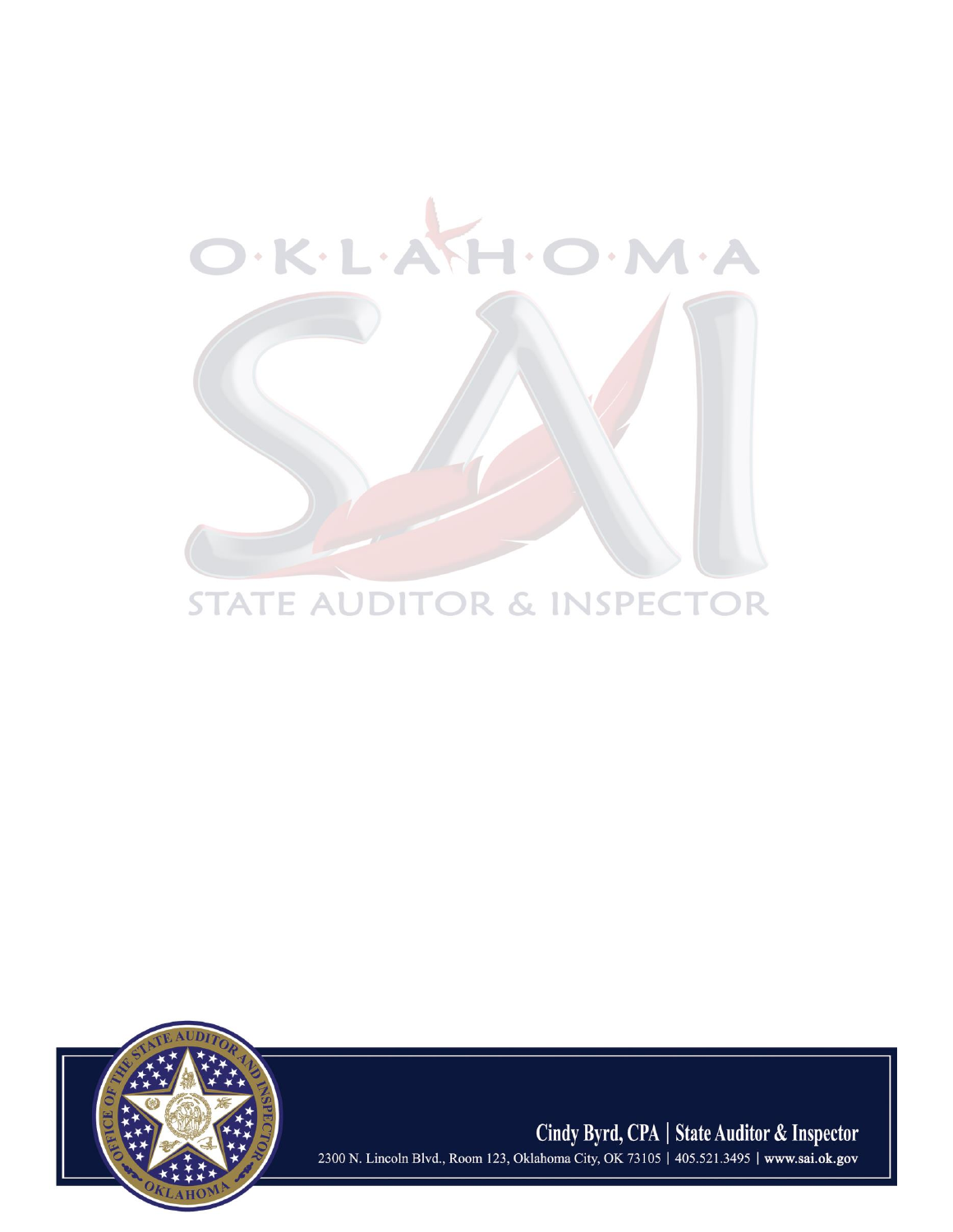OKLAHOMA

SAI

STATE AUDITOR & INSPECTOR

**Cindy Byrd, CPA | State Auditor & Inspector**

2300 N. Lincoln Blvd., Room 123, Oklahoma City, OK 73105 | 405.521.3495 | **www.sai.ok.gov**